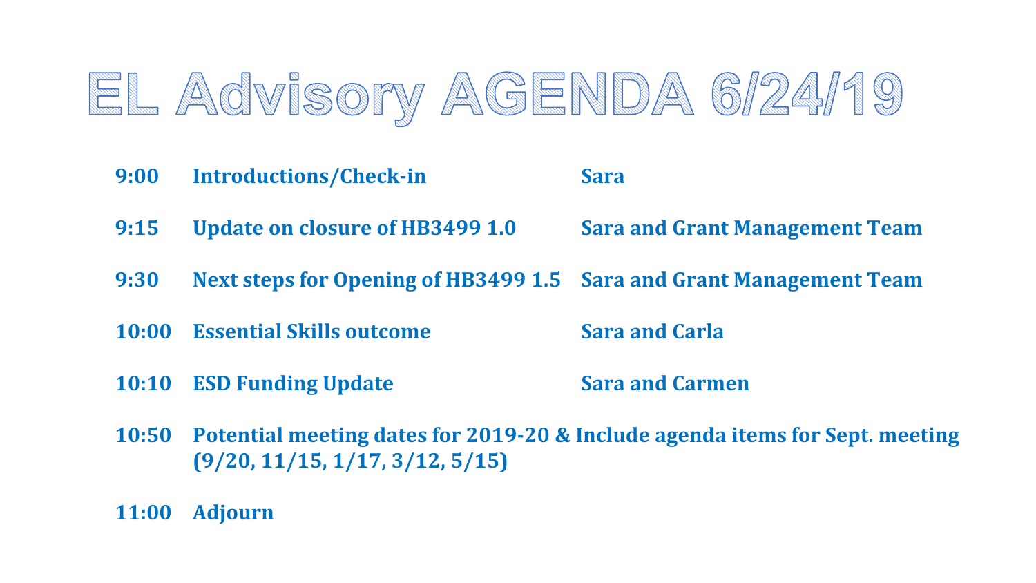# EL Advisory AGENDA 6/24/19

| Time | Item | Presenter |
| --- | --- | --- |
| 9:00 | Introductions/Check-in | Sara |
| 9:15 | Update on closure of HB3499 1.0 | Sara and Grant Management Team |
| 9:30 | Next steps for Opening of HB3499 1.5 | Sara and Grant Management Team |
| 10:00 | Essential Skills outcome | Sara and Carla |
| 10:10 | ESD Funding Update | Sara and Carmen |
| 10:50 | Potential meeting dates for 2019-20 & Include agenda items for Sept. meeting (9/20, 11/15, 1/17, 3/12, 5/15) | |
| 11:00 | Adjourn | |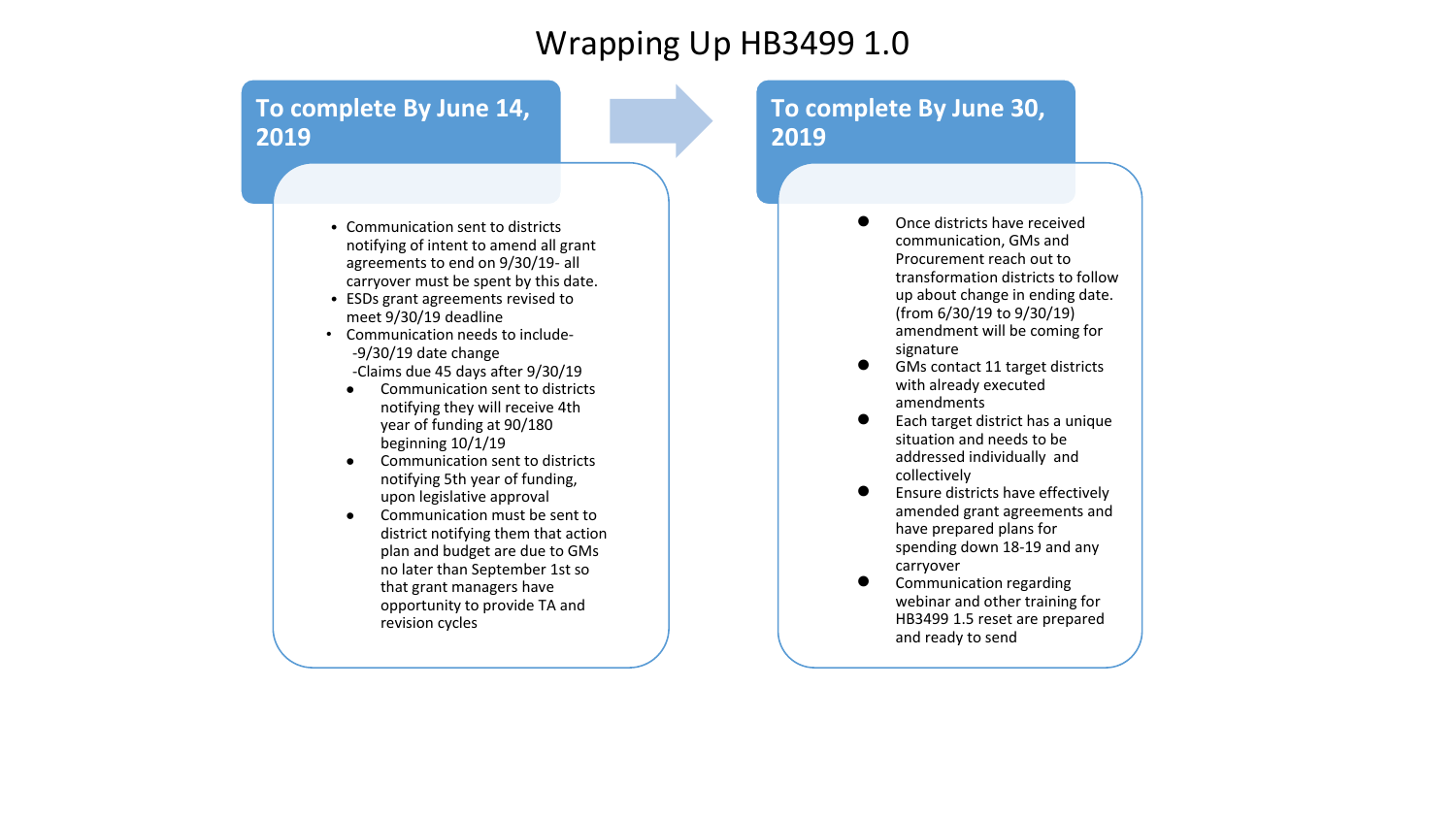# Wrapping Up HB3499 1.0

## To complete By June 14, 2019

- Communication sent to districts notifying of intent to amend all grant agreements to end on 9/30/19- all carryover must be spent by this date.
- ESDs grant agreements revised to meet 9/30/19 deadline
- Communication needs to include-
  -9/30/19 date change
  -Claims due 45 days after 9/30/19
  - Communication sent to districts notifying they will receive 4th year of funding at 90/180 beginning 10/1/19
  - Communication sent to districts notifying 5th year of funding, upon legislative approval
  - Communication must be sent to district notifying them that action plan and budget are due to GMs no later than September 1st so that grant managers have opportunity to provide TA and revision cycles

## To complete By June 30, 2019

- Once districts have received communication, GMs and Procurement reach out to transformation districts to follow up about change in ending date. (from 6/30/19 to 9/30/19) amendment will be coming for signature
- GMs contact 11 target districts with already executed amendments
- Each target district has a unique situation and needs to be addressed individually and collectively
- Ensure districts have effectively amended grant agreements and have prepared plans for spending down 18-19 and any carryover
- Communication regarding webinar and other training for HB3499 1.5 reset are prepared and ready to send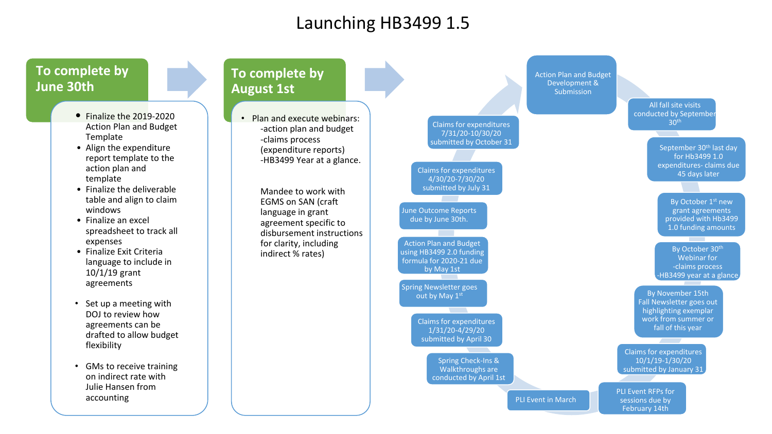# Launching HB3499 1.5

## To complete by June 30th

- Finalize the 2019-2020 Action Plan and Budget Template
- Align the expenditure report template to the action plan and template
- Finalize the deliverable table and align to claim windows
- Finalize an excel spreadsheet to track all expenses
- Finalize Exit Criteria language to include in 10/1/19 grant agreements
- Set up a meeting with DOJ to review how agreements can be drafted to allow budget flexibility
- GMs to receive training on indirect rate with Julie Hansen from accounting

## To complete by August 1st

- Plan and execute webinars:
  - -action plan and budget
  - -claims process (expenditure reports)
  - -HB3499 Year at a glance.

  Mandee to work with EGMS on SAN (craft language in grant agreement specific to disbursement instructions for clarity, including indirect % rates)

## Cycle

- Action Plan and Budget Development & Submission
- All fall site visits conducted by September 30th
- September 30th last day for Hb3499 1.0 expenditures- claims due 45 days later
- By October 1st new grant agreements provided with Hb3499 1.0 funding amounts
- By October 30th Webinar for -claims process -HB3499 year at a glance
- By November 15th Fall Newsletter goes out highlighting exemplar work from summer or fall of this year
- Claims for expenditures 10/1/19-1/30/20 submitted by January 31
- PLI Event RFPs for sessions due by February 14th
- PLI Event in March
- Spring Check-Ins & Walkthroughs are conducted by April 1st
- Claims for expenditures 1/31/20-4/29/20 submitted by April 30
- Spring Newsletter goes out by May 1st
- Action Plan and Budget using HB3499 2.0 funding formula for 2020-21 due by May 1st
- June Outcome Reports due by June 30th.
- Claims for expenditures 4/30/20-7/30/20 submitted by July 31
- Claims for expenditures 7/31/20-10/30/20 submitted by October 31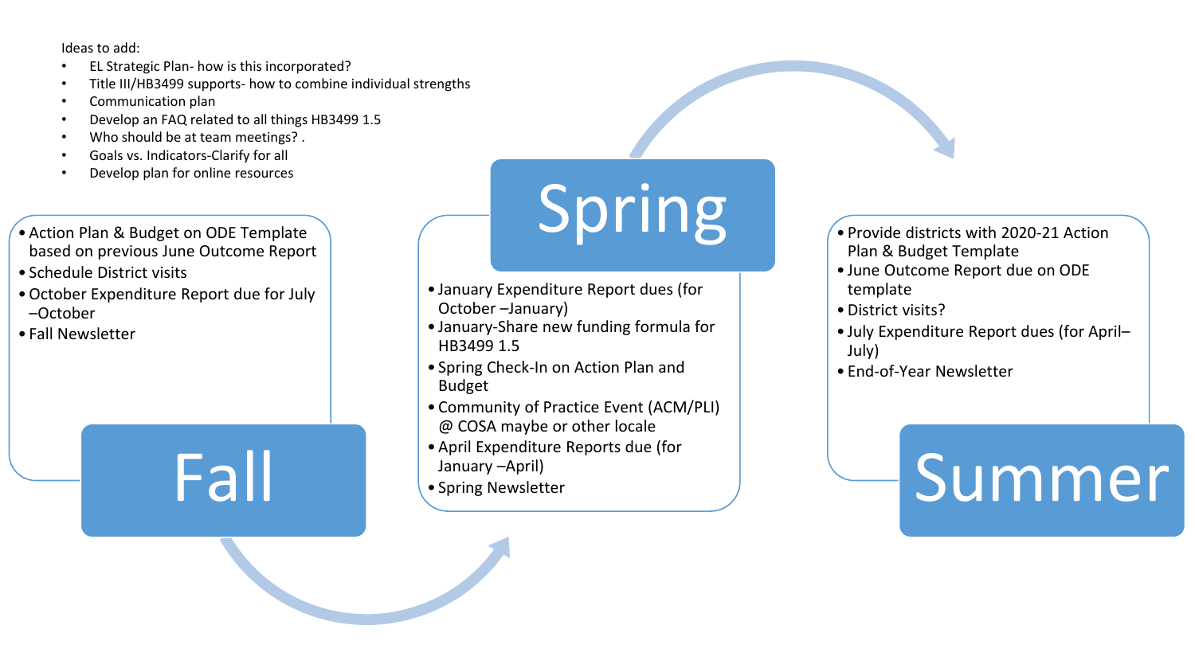Ideas to add:

- EL Strategic Plan- how is this incorporated?
- Title III/HB3499 supports- how to combine individual strengths
- Communication plan
- Develop an FAQ related to all things HB3499 1.5
- Who should be at team meetings? .
- Goals vs. Indicators-Clarify for all
- Develop plan for online resources

## Fall

- Action Plan & Budget on ODE Template based on previous June Outcome Report
- Schedule District visits
- October Expenditure Report due for July –October
- Fall Newsletter

## Spring

- January Expenditure Report dues (for October –January)
- January-Share new funding formula for HB3499 1.5
- Spring Check-In on Action Plan and Budget
- Community of Practice Event (ACM/PLI) @ COSA maybe or other locale
- April Expenditure Reports due (for January –April)
- Spring Newsletter

## Summer

- Provide districts with 2020-21 Action Plan & Budget Template
- June Outcome Report due on ODE template
- District visits?
- July Expenditure Report dues (for April–July)
- End-of-Year Newsletter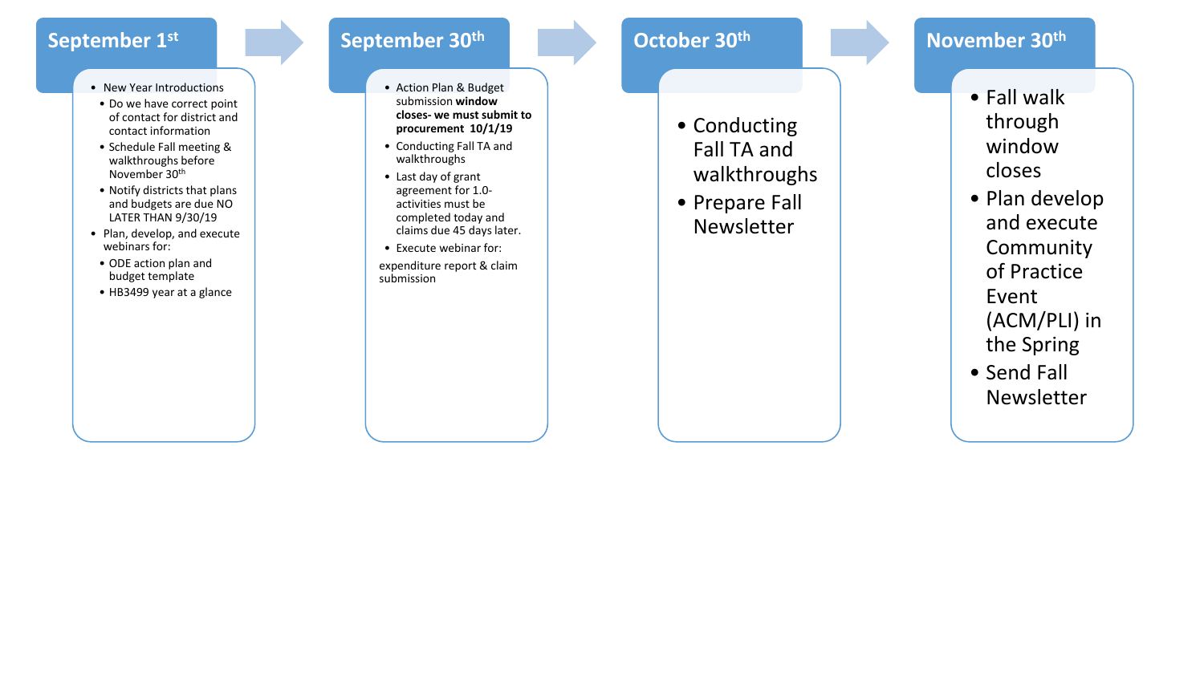## September 1st

- New Year Introductions
  - Do we have correct point of contact for district and contact information
  - Schedule Fall meeting & walkthroughs before November 30th
  - Notify districts that plans and budgets are due NO LATER THAN 9/30/19
- Plan, develop, and execute webinars for:
  - ODE action plan and budget template
  - HB3499 year at a glance

## September 30th

- Action Plan & Budget submission **window closes- we must submit to procurement 10/1/19**
- Conducting Fall TA and walkthroughs
- Last day of grant agreement for 1.0- activities must be completed today and claims due 45 days later.
- Execute webinar for:

expenditure report & claim submission

## October 30th

- Conducting Fall TA and walkthroughs
- Prepare Fall Newsletter

## November 30th

- Fall walk through window closes
- Plan develop and execute Community of Practice Event (ACM/PLI) in the Spring
- Send Fall Newsletter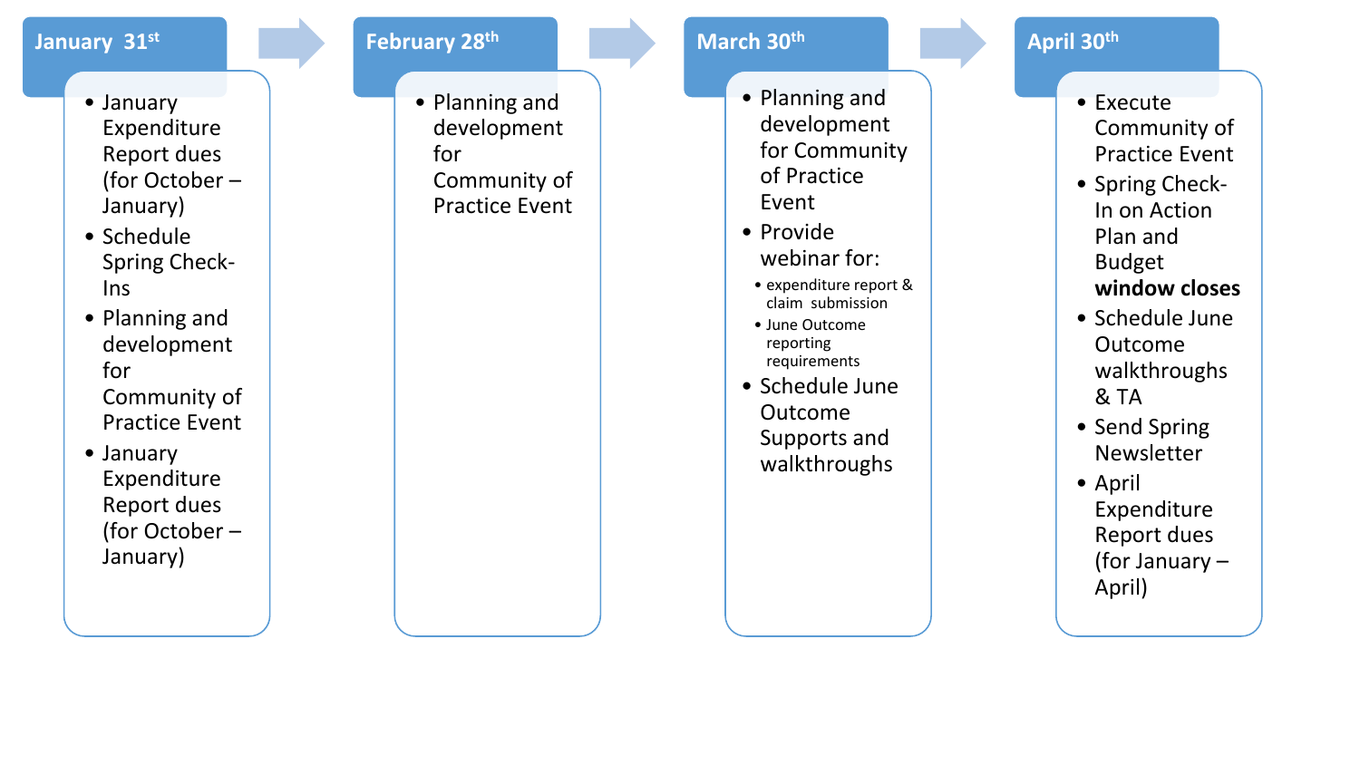## January 31st

- January Expenditure Report dues (for October – January)
- Schedule Spring Check-Ins
- Planning and development for Community of Practice Event
- January Expenditure Report dues (for October – January)

## February 28th

- Planning and development for Community of Practice Event

## March 30th

- Planning and development for Community of Practice Event
- Provide webinar for:
  - expenditure report & claim submission
  - June Outcome reporting requirements
- Schedule June Outcome Supports and walkthroughs

## April 30th

- Execute Community of Practice Event
- Spring Check-In on Action Plan and Budget **window closes**
- Schedule June Outcome walkthroughs & TA
- Send Spring Newsletter
- April Expenditure Report dues (for January – April)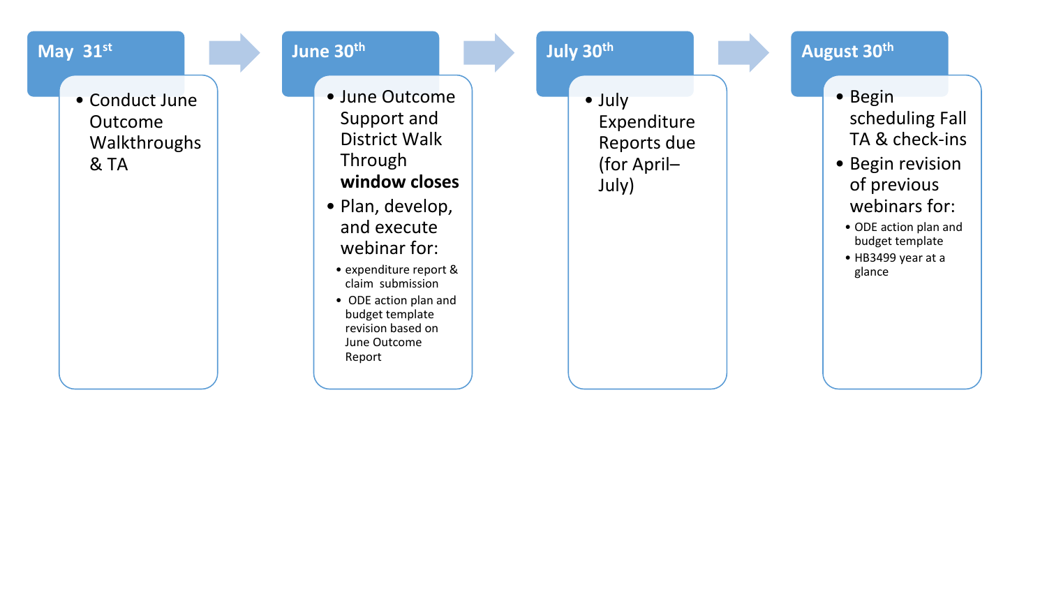## May 31st

- Conduct June Outcome Walkthroughs & TA

## June 30th

- June Outcome Support and District Walk Through **window closes**
- Plan, develop, and execute webinar for:
  - expenditure report & claim submission
  - ODE action plan and budget template revision based on June Outcome Report

## July 30th

- July Expenditure Reports due (for April–July)

## August 30th

- Begin scheduling Fall TA & check-ins
- Begin revision of previous webinars for:
  - ODE action plan and budget template
  - HB3499 year at a glance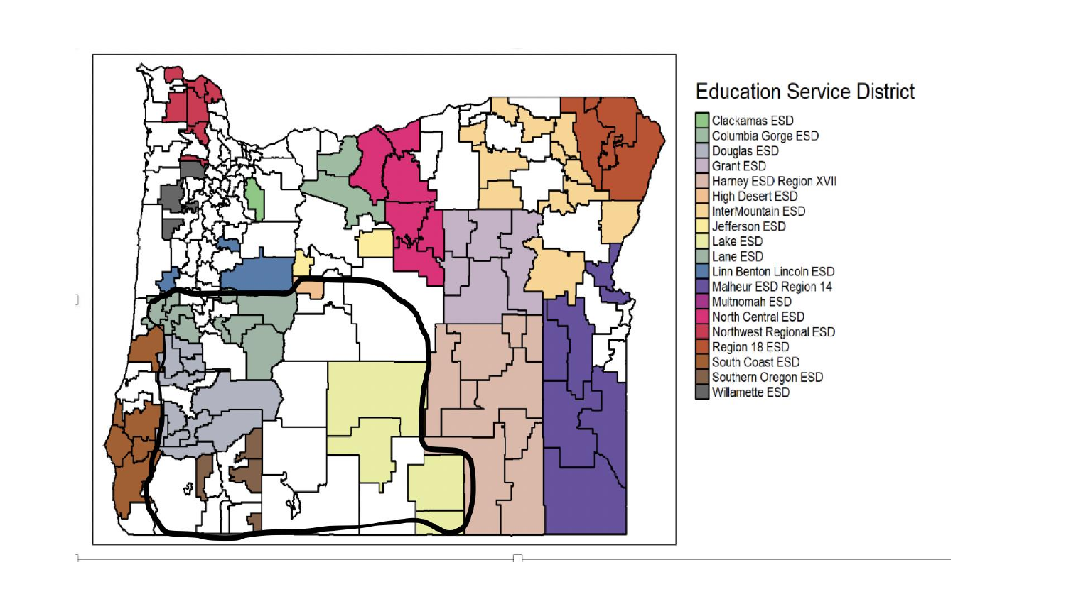## Education Service District

- Clackamas ESD
- Columbia Gorge ESD
- Douglas ESD
- Grant ESD
- Harney ESD Region XVII
- High Desert ESD
- InterMountain ESD
- Jefferson ESD
- Lake ESD
- Lane ESD
- Linn Benton Lincoln ESD
- Malheur ESD Region 14
- Multnomah ESD
- North Central ESD
- Northwest Regional ESD
- Region 18 ESD
- South Coast ESD
- Southern Oregon ESD
- Willamette ESD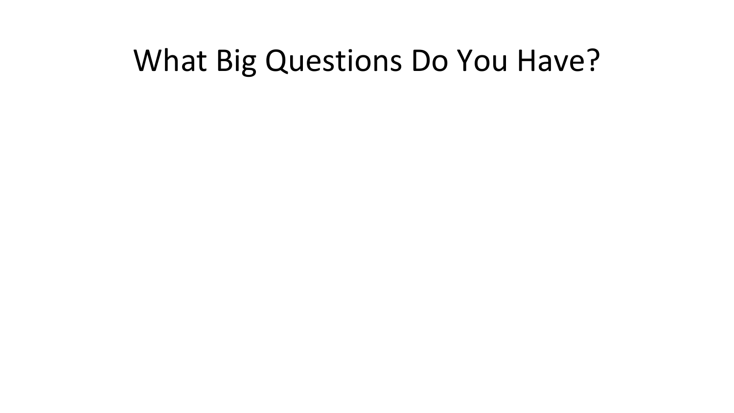# What Big Questions Do You Have?